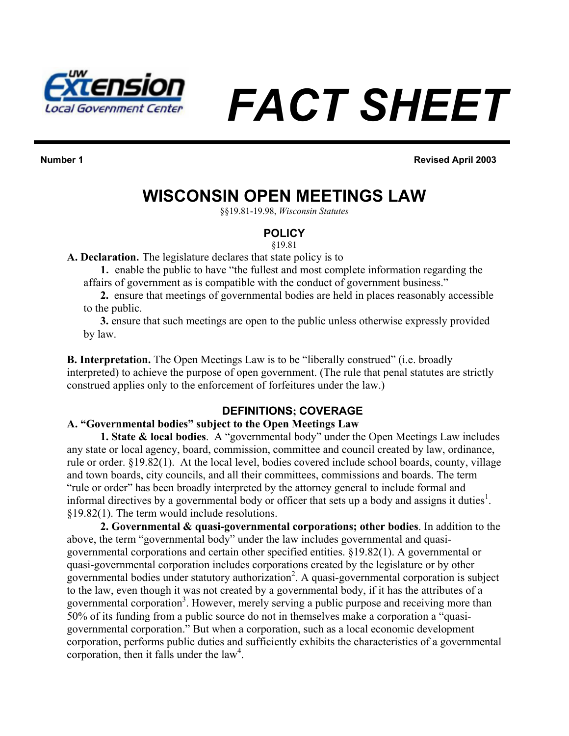# FACT SHEET

**Number 1** **Revised April 2003**

## WISCONSIN OPEN MEETINGS LAW

§§19.81-19.98, *Wisconsin Statutes*

### POLICY

§19.81

**A. Declaration.** The legislature declares that state policy is to

**1.** enable the public to have "the fullest and most complete information regarding the affairs of government as is compatible with the conduct of government business."

**2.** ensure that meetings of governmental bodies are held in places reasonably accessible to the public.

**3.** ensure that such meetings are open to the public unless otherwise expressly provided by law.

**B. Interpretation.** The Open Meetings Law is to be "liberally construed" (i.e. broadly interpreted) to achieve the purpose of open government. (The rule that penal statutes are strictly construed applies only to the enforcement of forfeitures under the law.)

### DEFINITIONS; COVERAGE

**A. "Governmental bodies" subject to the Open Meetings Law**

**1. State & local bodies**. A "governmental body" under the Open Meetings Law includes any state or local agency, board, commission, committee and council created by law, ordinance, rule or order. §19.82(1). At the local level, bodies covered include school boards, county, village and town boards, city councils, and all their committees, commissions and boards. The term "rule or order" has been broadly interpreted by the attorney general to include formal and informal directives by a governmental body or officer that sets up a body and assigns it duties[1]. §19.82(1). The term would include resolutions.

**2. Governmental & quasi-governmental corporations; other bodies**. In addition to the above, the term "governmental body" under the law includes governmental and quasi-governmental corporations and certain other specified entities. §19.82(1). A governmental or quasi-governmental corporation includes corporations created by the legislature or by other governmental bodies under statutory authorization[2]. A quasi-governmental corporation is subject to the law, even though it was not created by a governmental body, if it has the attributes of a governmental corporation[3]. However, merely serving a public purpose and receiving more than 50% of its funding from a public source do not in themselves make a corporation a "quasi-governmental corporation." But when a corporation, such as a local economic development corporation, performs public duties and sufficiently exhibits the characteristics of a governmental corporation, then it falls under the law[4].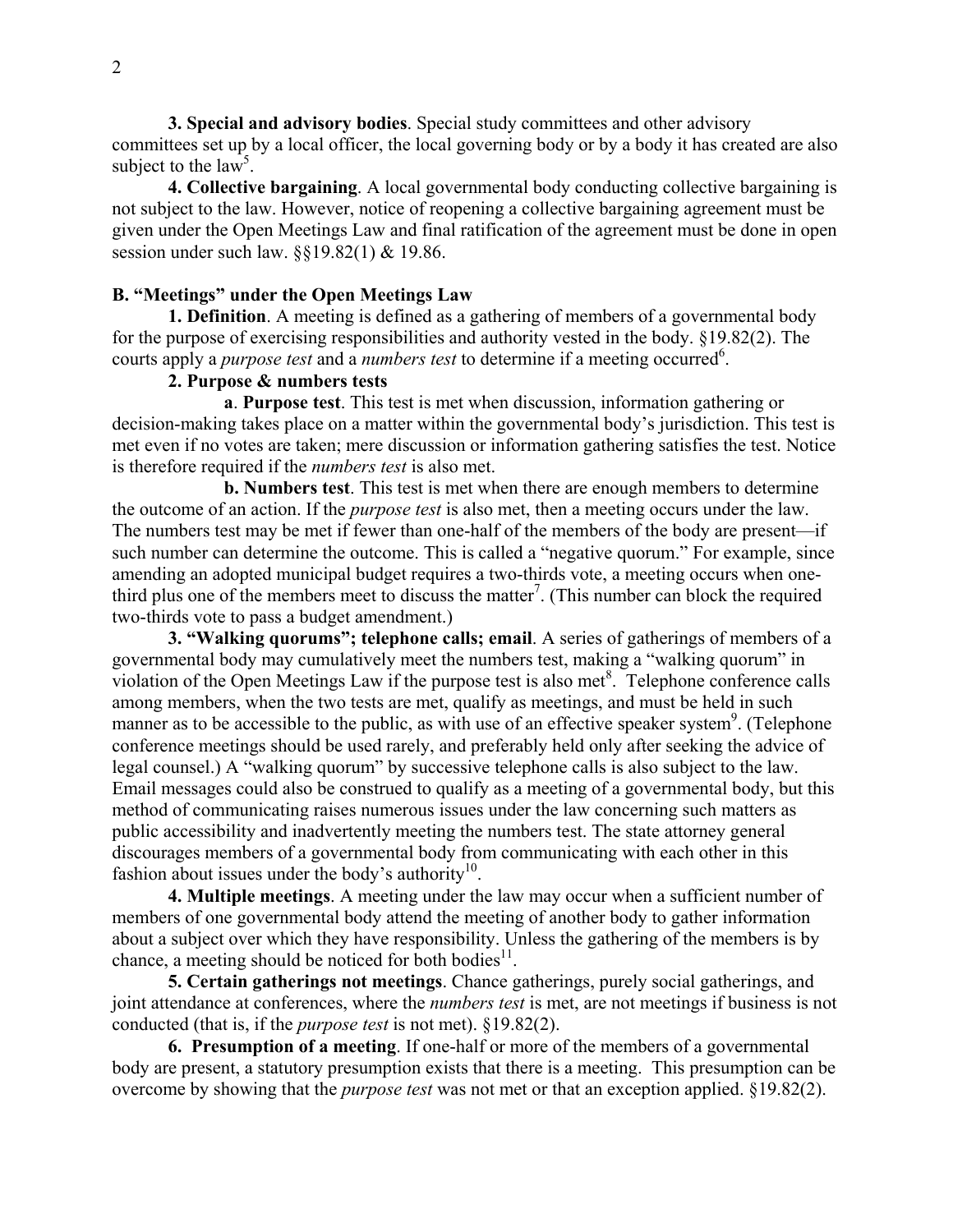**3. Special and advisory bodies**. Special study committees and other advisory committees set up by a local officer, the local governing body or by a body it has created are also subject to the law[5].

**4. Collective bargaining**. A local governmental body conducting collective bargaining is not subject to the law. However, notice of reopening a collective bargaining agreement must be given under the Open Meetings Law and final ratification of the agreement must be done in open session under such law. §§19.82(1) & 19.86.

## B. "Meetings" under the Open Meetings Law

**1. Definition**. A meeting is defined as a gathering of members of a governmental body for the purpose of exercising responsibilities and authority vested in the body. §19.82(2). The courts apply a *purpose test* and a *numbers test* to determine if a meeting occurred[6].

**2. Purpose & numbers tests**

**a**. **Purpose test**. This test is met when discussion, information gathering or decision-making takes place on a matter within the governmental body's jurisdiction. This test is met even if no votes are taken; mere discussion or information gathering satisfies the test. Notice is therefore required if the *numbers test* is also met.

**b. Numbers test**. This test is met when there are enough members to determine the outcome of an action. If the *purpose test* is also met, then a meeting occurs under the law. The numbers test may be met if fewer than one-half of the members of the body are present—if such number can determine the outcome. This is called a "negative quorum." For example, since amending an adopted municipal budget requires a two-thirds vote, a meeting occurs when one-third plus one of the members meet to discuss the matter[7]. (This number can block the required two-thirds vote to pass a budget amendment.)

**3. "Walking quorums"; telephone calls; email**. A series of gatherings of members of a governmental body may cumulatively meet the numbers test, making a "walking quorum" in violation of the Open Meetings Law if the purpose test is also met[8]. Telephone conference calls among members, when the two tests are met, qualify as meetings, and must be held in such manner as to be accessible to the public, as with use of an effective speaker system[9]. (Telephone conference meetings should be used rarely, and preferably held only after seeking the advice of legal counsel.) A "walking quorum" by successive telephone calls is also subject to the law. Email messages could also be construed to qualify as a meeting of a governmental body, but this method of communicating raises numerous issues under the law concerning such matters as public accessibility and inadvertently meeting the numbers test. The state attorney general discourages members of a governmental body from communicating with each other in this fashion about issues under the body's authority[10].

**4. Multiple meetings**. A meeting under the law may occur when a sufficient number of members of one governmental body attend the meeting of another body to gather information about a subject over which they have responsibility. Unless the gathering of the members is by chance, a meeting should be noticed for both bodies[11].

**5. Certain gatherings not meetings**. Chance gatherings, purely social gatherings, and joint attendance at conferences, where the *numbers test* is met, are not meetings if business is not conducted (that is, if the *purpose test* is not met). §19.82(2).

**6. Presumption of a meeting**. If one-half or more of the members of a governmental body are present, a statutory presumption exists that there is a meeting. This presumption can be overcome by showing that the *purpose test* was not met or that an exception applied. §19.82(2).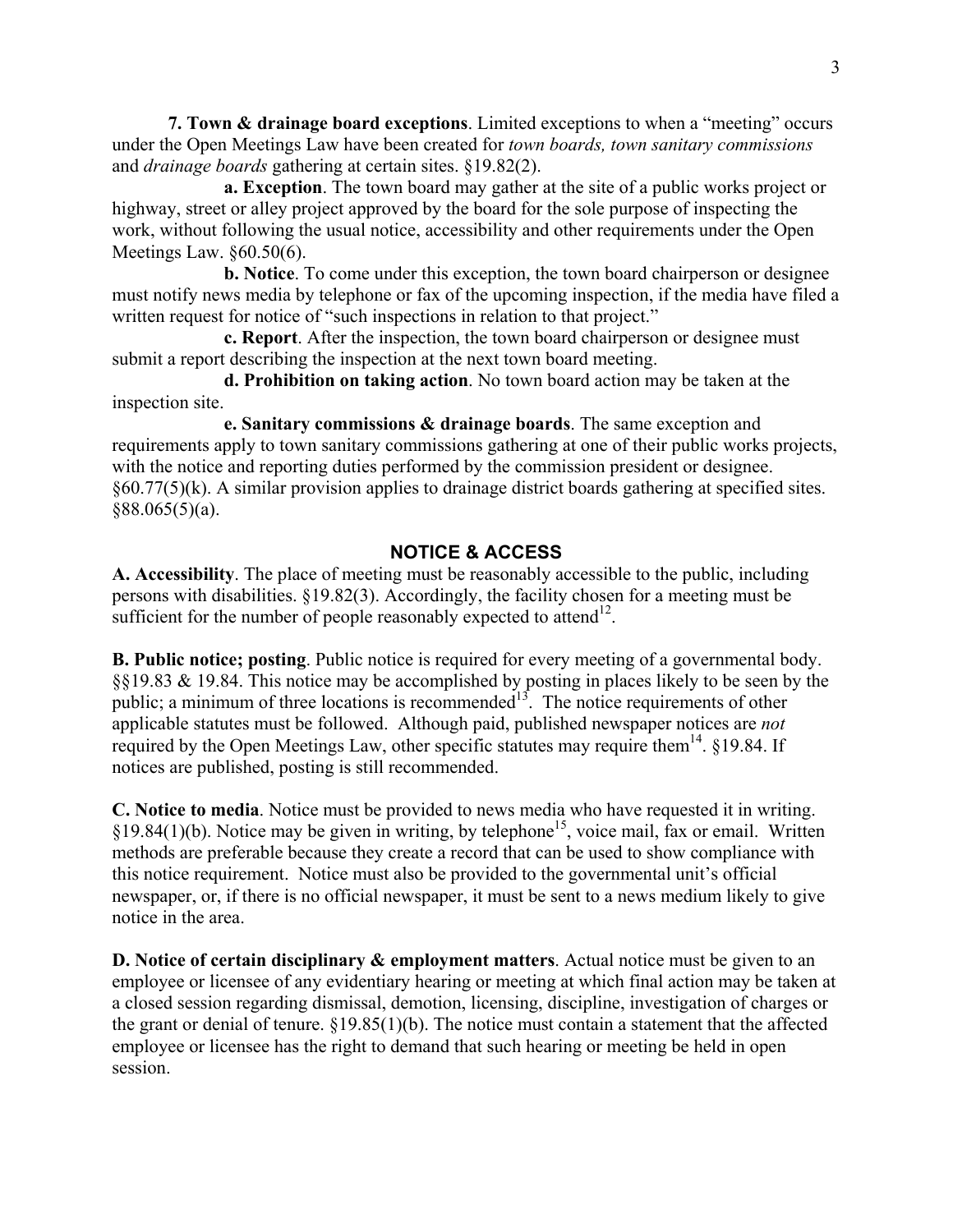**7. Town & drainage board exceptions**. Limited exceptions to when a "meeting" occurs under the Open Meetings Law have been created for *town boards, town sanitary commissions* and *drainage boards* gathering at certain sites. §19.82(2).

**a. Exception**. The town board may gather at the site of a public works project or highway, street or alley project approved by the board for the sole purpose of inspecting the work, without following the usual notice, accessibility and other requirements under the Open Meetings Law. §60.50(6).

**b. Notice**. To come under this exception, the town board chairperson or designee must notify news media by telephone or fax of the upcoming inspection, if the media have filed a written request for notice of "such inspections in relation to that project."

**c. Report**. After the inspection, the town board chairperson or designee must submit a report describing the inspection at the next town board meeting.

**d. Prohibition on taking action**. No town board action may be taken at the inspection site.

**e. Sanitary commissions & drainage boards**. The same exception and requirements apply to town sanitary commissions gathering at one of their public works projects, with the notice and reporting duties performed by the commission president or designee. §60.77(5)(k). A similar provision applies to drainage district boards gathering at specified sites. §88.065(5)(a).

## NOTICE & ACCESS

**A. Accessibility**. The place of meeting must be reasonably accessible to the public, including persons with disabilities. §19.82(3). Accordingly, the facility chosen for a meeting must be sufficient for the number of people reasonably expected to attend[12].

**B. Public notice; posting**. Public notice is required for every meeting of a governmental body. §§19.83 & 19.84. This notice may be accomplished by posting in places likely to be seen by the public; a minimum of three locations is recommended[13]. The notice requirements of other applicable statutes must be followed. Although paid, published newspaper notices are *not* required by the Open Meetings Law, other specific statutes may require them[14]. §19.84. If notices are published, posting is still recommended.

**C. Notice to media**. Notice must be provided to news media who have requested it in writing. §19.84(1)(b). Notice may be given in writing, by telephone[15], voice mail, fax or email. Written methods are preferable because they create a record that can be used to show compliance with this notice requirement. Notice must also be provided to the governmental unit's official newspaper, or, if there is no official newspaper, it must be sent to a news medium likely to give notice in the area.

**D. Notice of certain disciplinary & employment matters**. Actual notice must be given to an employee or licensee of any evidentiary hearing or meeting at which final action may be taken at a closed session regarding dismissal, demotion, licensing, discipline, investigation of charges or the grant or denial of tenure. §19.85(1)(b). The notice must contain a statement that the affected employee or licensee has the right to demand that such hearing or meeting be held in open session.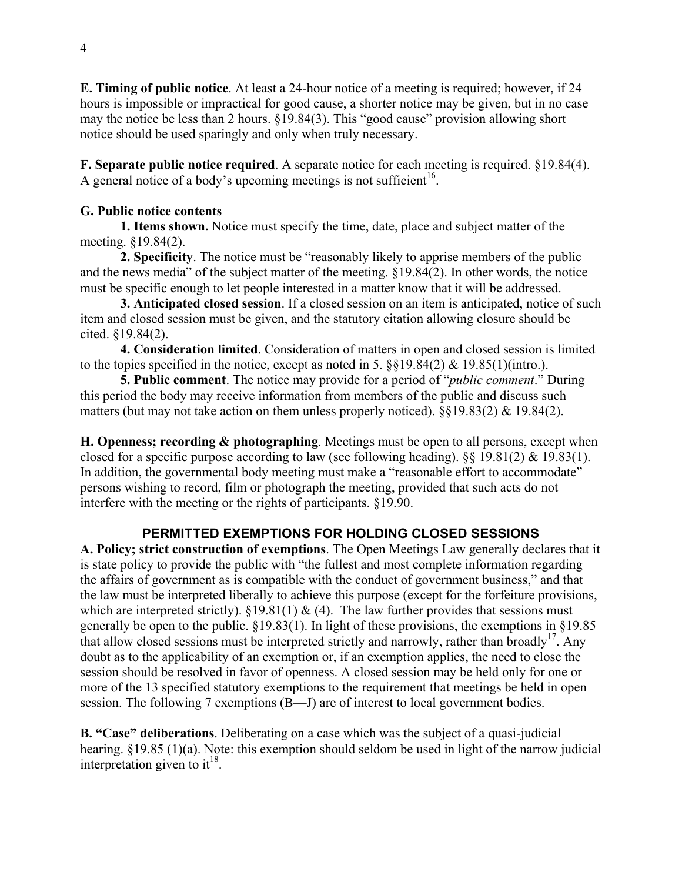**E. Timing of public notice**. At least a 24-hour notice of a meeting is required; however, if 24 hours is impossible or impractical for good cause, a shorter notice may be given, but in no case may the notice be less than 2 hours. §19.84(3). This "good cause" provision allowing short notice should be used sparingly and only when truly necessary.

**F. Separate public notice required**. A separate notice for each meeting is required. §19.84(4). A general notice of a body's upcoming meetings is not sufficient[16].

**G. Public notice contents**

**1. Items shown.** Notice must specify the time, date, place and subject matter of the meeting. §19.84(2).

**2. Specificity**. The notice must be "reasonably likely to apprise members of the public and the news media" of the subject matter of the meeting. §19.84(2). In other words, the notice must be specific enough to let people interested in a matter know that it will be addressed.

**3. Anticipated closed session**. If a closed session on an item is anticipated, notice of such item and closed session must be given, and the statutory citation allowing closure should be cited. §19.84(2).

**4. Consideration limited**. Consideration of matters in open and closed session is limited to the topics specified in the notice, except as noted in 5. §§19.84(2) & 19.85(1)(intro.).

**5. Public comment**. The notice may provide for a period of "*public comment*." During this period the body may receive information from members of the public and discuss such matters (but may not take action on them unless properly noticed). §§19.83(2) & 19.84(2).

**H. Openness; recording & photographing**. Meetings must be open to all persons, except when closed for a specific purpose according to law (see following heading). §§ 19.81(2) & 19.83(1). In addition, the governmental body meeting must make a "reasonable effort to accommodate" persons wishing to record, film or photograph the meeting, provided that such acts do not interfere with the meeting or the rights of participants. §19.90.

## PERMITTED EXEMPTIONS FOR HOLDING CLOSED SESSIONS

**A. Policy; strict construction of exemptions**. The Open Meetings Law generally declares that it is state policy to provide the public with "the fullest and most complete information regarding the affairs of government as is compatible with the conduct of government business," and that the law must be interpreted liberally to achieve this purpose (except for the forfeiture provisions, which are interpreted strictly). §19.81(1) & (4). The law further provides that sessions must generally be open to the public. §19.83(1). In light of these provisions, the exemptions in §19.85 that allow closed sessions must be interpreted strictly and narrowly, rather than broadly[17]. Any doubt as to the applicability of an exemption or, if an exemption applies, the need to close the session should be resolved in favor of openness. A closed session may be held only for one or more of the 13 specified statutory exemptions to the requirement that meetings be held in open session. The following 7 exemptions (B—J) are of interest to local government bodies.

**B. "Case" deliberations**. Deliberating on a case which was the subject of a quasi-judicial hearing. §19.85 (1)(a). Note: this exemption should seldom be used in light of the narrow judicial interpretation given to it[18].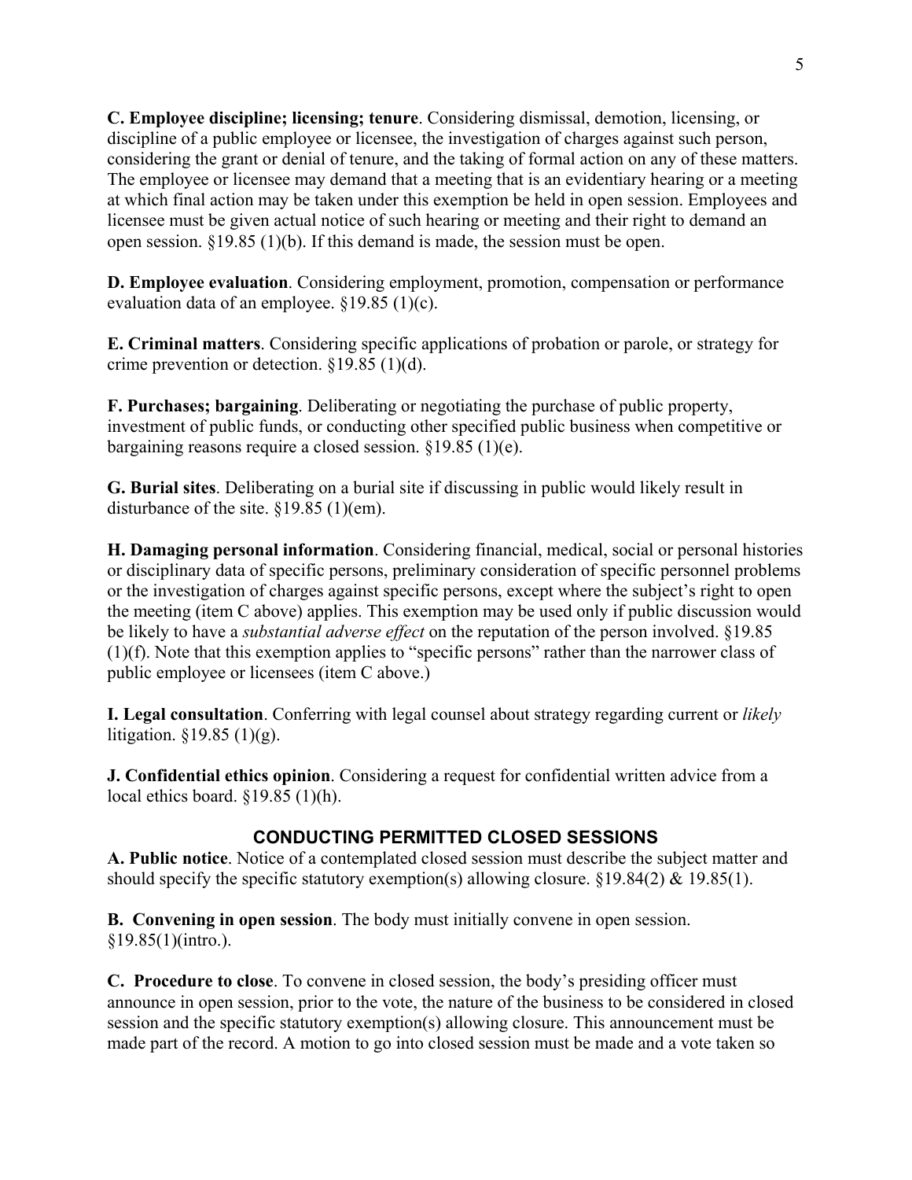**C. Employee discipline; licensing; tenure**. Considering dismissal, demotion, licensing, or discipline of a public employee or licensee, the investigation of charges against such person, considering the grant or denial of tenure, and the taking of formal action on any of these matters. The employee or licensee may demand that a meeting that is an evidentiary hearing or a meeting at which final action may be taken under this exemption be held in open session. Employees and licensee must be given actual notice of such hearing or meeting and their right to demand an open session. §19.85 (1)(b). If this demand is made, the session must be open.

**D. Employee evaluation**. Considering employment, promotion, compensation or performance evaluation data of an employee. §19.85 (1)(c).

**E. Criminal matters**. Considering specific applications of probation or parole, or strategy for crime prevention or detection. §19.85 (1)(d).

**F. Purchases; bargaining**. Deliberating or negotiating the purchase of public property, investment of public funds, or conducting other specified public business when competitive or bargaining reasons require a closed session. §19.85 (1)(e).

**G. Burial sites**. Deliberating on a burial site if discussing in public would likely result in disturbance of the site. §19.85 (1)(em).

**H. Damaging personal information**. Considering financial, medical, social or personal histories or disciplinary data of specific persons, preliminary consideration of specific personnel problems or the investigation of charges against specific persons, except where the subject's right to open the meeting (item C above) applies. This exemption may be used only if public discussion would be likely to have a *substantial adverse effect* on the reputation of the person involved. §19.85 (1)(f). Note that this exemption applies to "specific persons" rather than the narrower class of public employee or licensees (item C above.)

**I. Legal consultation**. Conferring with legal counsel about strategy regarding current or *likely* litigation. §19.85 (1)(g).

**J. Confidential ethics opinion**. Considering a request for confidential written advice from a local ethics board. §19.85 (1)(h).

## CONDUCTING PERMITTED CLOSED SESSIONS

**A. Public notice**. Notice of a contemplated closed session must describe the subject matter and should specify the specific statutory exemption(s) allowing closure. §19.84(2) & 19.85(1).

**B. Convening in open session**. The body must initially convene in open session. §19.85(1)(intro.).

**C. Procedure to close**. To convene in closed session, the body's presiding officer must announce in open session, prior to the vote, the nature of the business to be considered in closed session and the specific statutory exemption(s) allowing closure. This announcement must be made part of the record. A motion to go into closed session must be made and a vote taken so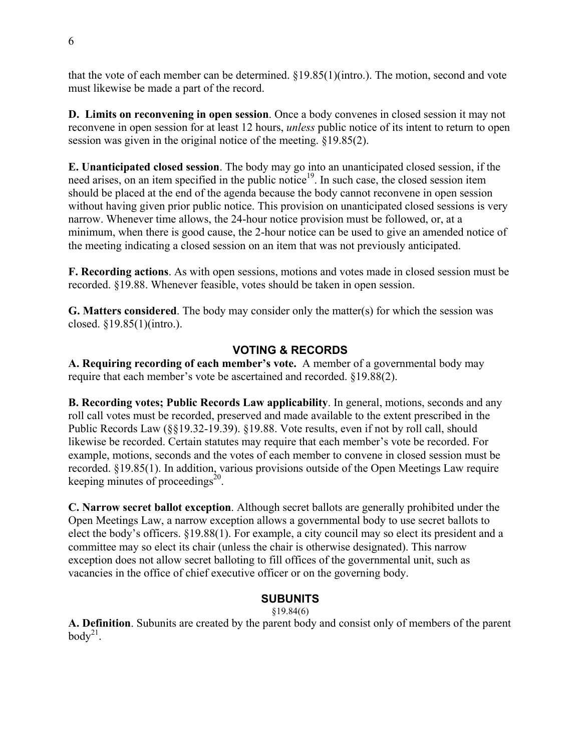that the vote of each member can be determined. §19.85(1)(intro.). The motion, second and vote must likewise be made a part of the record.

**D. Limits on reconvening in open session**. Once a body convenes in closed session it may not reconvene in open session for at least 12 hours, *unless* public notice of its intent to return to open session was given in the original notice of the meeting. §19.85(2).

**E. Unanticipated closed session**. The body may go into an unanticipated closed session, if the need arises, on an item specified in the public notice[19]. In such case, the closed session item should be placed at the end of the agenda because the body cannot reconvene in open session without having given prior public notice. This provision on unanticipated closed sessions is very narrow. Whenever time allows, the 24-hour notice provision must be followed, or, at a minimum, when there is good cause, the 2-hour notice can be used to give an amended notice of the meeting indicating a closed session on an item that was not previously anticipated.

**F. Recording actions**. As with open sessions, motions and votes made in closed session must be recorded. §19.88. Whenever feasible, votes should be taken in open session.

**G. Matters considered**. The body may consider only the matter(s) for which the session was closed. §19.85(1)(intro.).

## VOTING & RECORDS

**A. Requiring recording of each member's vote.** A member of a governmental body may require that each member's vote be ascertained and recorded. §19.88(2).

**B. Recording votes; Public Records Law applicability**. In general, motions, seconds and any roll call votes must be recorded, preserved and made available to the extent prescribed in the Public Records Law (§§19.32-19.39). §19.88. Vote results, even if not by roll call, should likewise be recorded. Certain statutes may require that each member's vote be recorded. For example, motions, seconds and the votes of each member to convene in closed session must be recorded. §19.85(1). In addition, various provisions outside of the Open Meetings Law require keeping minutes of proceedings[20].

**C. Narrow secret ballot exception**. Although secret ballots are generally prohibited under the Open Meetings Law, a narrow exception allows a governmental body to use secret ballots to elect the body's officers. §19.88(1). For example, a city council may so elect its president and a committee may so elect its chair (unless the chair is otherwise designated). This narrow exception does not allow secret balloting to fill offices of the governmental unit, such as vacancies in the office of chief executive officer or on the governing body.

## SUBUNITS

§19.84(6)

**A. Definition**. Subunits are created by the parent body and consist only of members of the parent body[21].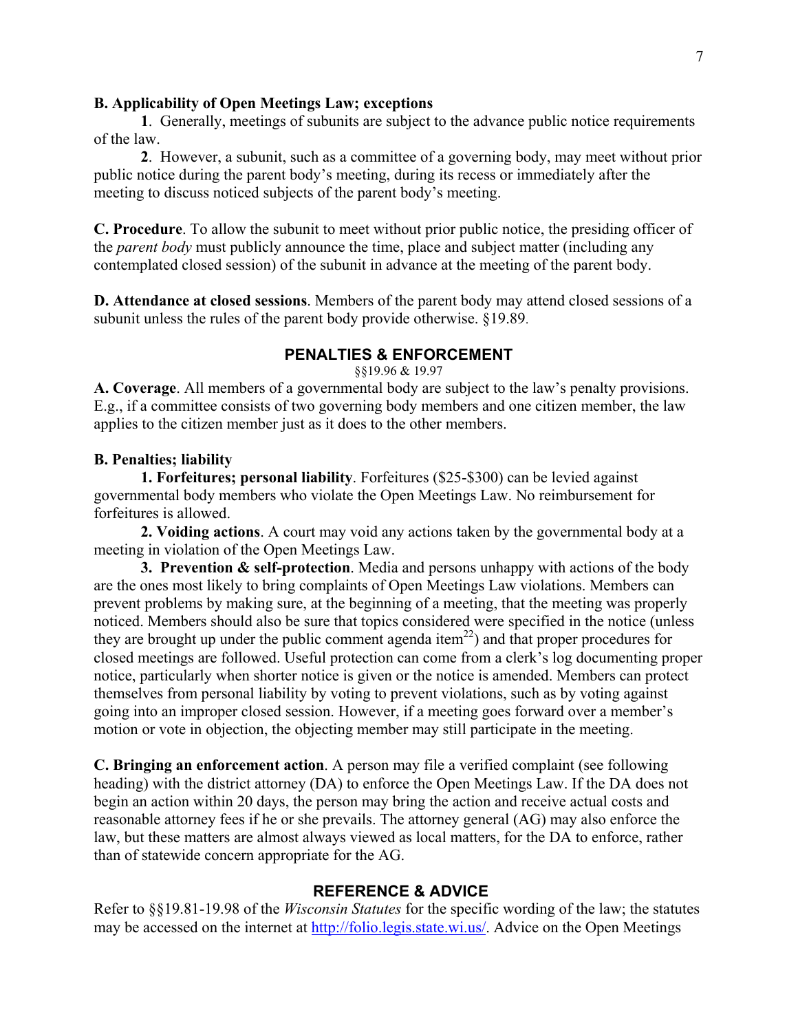**B. Applicability of Open Meetings Law; exceptions**

**1**. Generally, meetings of subunits are subject to the advance public notice requirements of the law.

**2**. However, a subunit, such as a committee of a governing body, may meet without prior public notice during the parent body's meeting, during its recess or immediately after the meeting to discuss noticed subjects of the parent body's meeting.

**C. Procedure**. To allow the subunit to meet without prior public notice, the presiding officer of the *parent body* must publicly announce the time, place and subject matter (including any contemplated closed session) of the subunit in advance at the meeting of the parent body.

**D. Attendance at closed sessions**. Members of the parent body may attend closed sessions of a subunit unless the rules of the parent body provide otherwise. §19.89.

## PENALTIES & ENFORCEMENT

§§19.96 & 19.97

**A. Coverage**. All members of a governmental body are subject to the law's penalty provisions. E.g., if a committee consists of two governing body members and one citizen member, the law applies to the citizen member just as it does to the other members.

**B. Penalties; liability**

**1. Forfeitures; personal liability**. Forfeitures ($25-$300) can be levied against governmental body members who violate the Open Meetings Law. No reimbursement for forfeitures is allowed.

**2. Voiding actions**. A court may void any actions taken by the governmental body at a meeting in violation of the Open Meetings Law.

**3. Prevention & self-protection**. Media and persons unhappy with actions of the body are the ones most likely to bring complaints of Open Meetings Law violations. Members can prevent problems by making sure, at the beginning of a meeting, that the meeting was properly noticed. Members should also be sure that topics considered were specified in the notice (unless they are brought up under the public comment agenda item[22]) and that proper procedures for closed meetings are followed. Useful protection can come from a clerk's log documenting proper notice, particularly when shorter notice is given or the notice is amended. Members can protect themselves from personal liability by voting to prevent violations, such as by voting against going into an improper closed session. However, if a meeting goes forward over a member's motion or vote in objection, the objecting member may still participate in the meeting.

**C. Bringing an enforcement action**. A person may file a verified complaint (see following heading) with the district attorney (DA) to enforce the Open Meetings Law. If the DA does not begin an action within 20 days, the person may bring the action and receive actual costs and reasonable attorney fees if he or she prevails. The attorney general (AG) may also enforce the law, but these matters are almost always viewed as local matters, for the DA to enforce, rather than of statewide concern appropriate for the AG.

## REFERENCE & ADVICE

Refer to §§19.81-19.98 of the *Wisconsin Statutes* for the specific wording of the law; the statutes may be accessed on the internet at http://folio.legis.state.wi.us/. Advice on the Open Meetings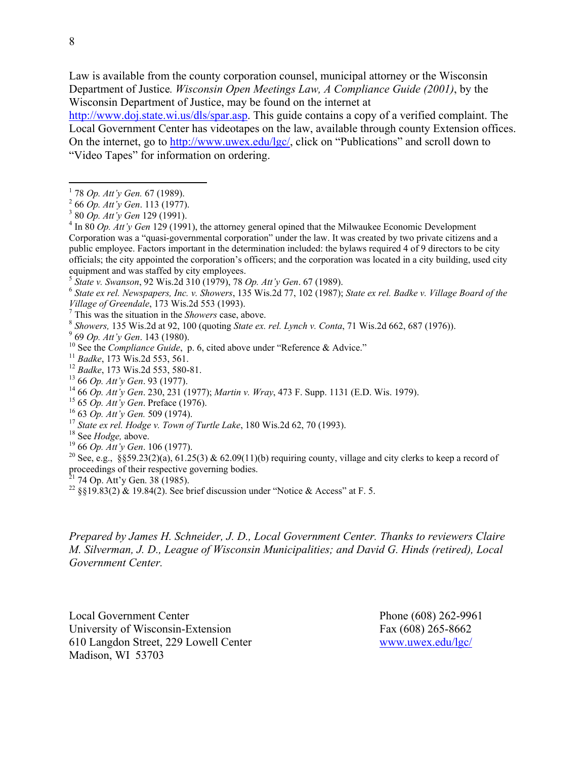Law is available from the county corporation counsel, municipal attorney or the Wisconsin Department of Justice. *Wisconsin Open Meetings Law, A Compliance Guide (2001)*, by the Wisconsin Department of Justice, may be found on the internet at http://www.doj.state.wi.us/dls/spar.asp. This guide contains a copy of a verified complaint. The Local Government Center has videotapes on the law, available through county Extension offices. On the internet, go to http://www.uwex.edu/lgc/, click on "Publications" and scroll down to "Video Tapes" for information on ordering.

---

[1] 78 *Op. Att'y Gen.* 67 (1989).
[2] 66 *Op. Att'y Gen*. 113 (1977).
[3] 80 *Op. Att'y Gen* 129 (1991).
[4] In 80 *Op. Att'y Gen* 129 (1991), the attorney general opined that the Milwaukee Economic Development Corporation was a "quasi-governmental corporation" under the law. It was created by two private citizens and a public employee. Factors important in the determination included: the bylaws required 4 of 9 directors to be city officials; the city appointed the corporation's officers; and the corporation was located in a city building, used city equipment and was staffed by city employees.
[5] *State v. Swanson*, 92 Wis.2d 310 (1979), 78 *Op. Att'y Gen*. 67 (1989).
[6] *State ex rel. Newspapers, Inc. v. Showers*, 135 Wis.2d 77, 102 (1987); *State ex rel. Badke v. Village Board of the Village of Greendale*, 173 Wis.2d 553 (1993).
[7] This was the situation in the *Showers* case, above.
[8] *Showers,* 135 Wis.2d at 92, 100 (quoting *State ex. rel. Lynch v. Conta*, 71 Wis.2d 662, 687 (1976)).
[9] 69 *Op. Att'y Gen*. 143 (1980).
[10] See the *Compliance Guide*, p. 6, cited above under "Reference & Advice."
[11] *Badke*, 173 Wis.2d 553, 561.
[12] *Badke*, 173 Wis.2d 553, 580-81.
[13] 66 *Op. Att'y Gen*. 93 (1977).
[14] 66 *Op. Att'y Gen*. 230, 231 (1977); *Martin v. Wray*, 473 F. Supp. 1131 (E.D. Wis. 1979).
[15] 65 *Op. Att'y Gen*. Preface (1976).
[16] 63 *Op. Att'y Gen.* 509 (1974).
[17] *State ex rel. Hodge v. Town of Turtle Lake*, 180 Wis.2d 62, 70 (1993).
[18] See *Hodge,* above.
[19] 66 *Op. Att'y Gen*. 106 (1977).
[20] See, e.g., §§59.23(2)(a), 61.25(3) & 62.09(11)(b) requiring county, village and city clerks to keep a record of proceedings of their respective governing bodies.
[21] 74 Op. Att'y Gen. 38 (1985).
[22] §§19.83(2) & 19.84(2). See brief discussion under "Notice & Access" at F. 5.

*Prepared by James H. Schneider, J. D., Local Government Center. Thanks to reviewers Claire M. Silverman, J. D., League of Wisconsin Municipalities; and David G. Hinds (retired), Local Government Center.*

Local Government Center
University of Wisconsin-Extension
610 Langdon Street, 229 Lowell Center
Madison, WI 53703

Phone (608) 262-9961
Fax (608) 265-8662
www.uwex.edu/lgc/